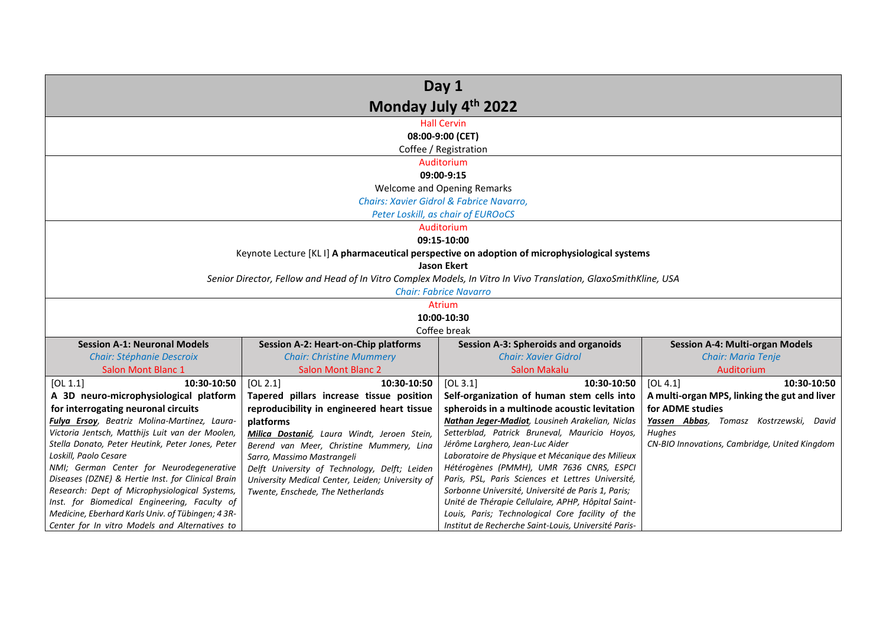# Day 1

## Monday July 4th 2022

Hall Cervin

**08:00-9:00 (CET)**

Coffee / Registration

Auditorium

**09:00-9:15**

Welcome and Opening Remarks

*Chairs: Xavier Gidrol & Fabrice Navarro,*

*Peter Loskill, as chair of EUROoCS*

Auditorium

**09:15-10:00**

Keynote Lecture [KL I] **A pharmaceutical perspective on adoption of microphysiological systems**

**Jason Ekert**

*Senior Director, Fellow and Head of In Vitro Complex Models, In Vitro In Vivo Translation, GlaxoSmithKline, USA*

*Chair: Fabrice Navarro*

Atrium

**10:00-10:30**

Coffee break

| **Session A-1: Neuronal Models**<br>*Chair: Stéphanie Descroix*<br>Salon Mont Blanc 1 | **Session A-2: Heart-on-Chip platforms**<br>*Chair: Christine Mummery*<br>Salon Mont Blanc 2 | **Session A-3: Spheroids and organoids**<br>*Chair: Xavier Gidrol*<br>Salon Makalu | **Session A-4: Multi-organ Models**<br>*Chair: Maria Tenje*<br>Auditorium |
|---|---|---|---|
| [OL 1.1] **10:30-10:50**<br>**A 3D neuro-microphysiological platform for interrogating neuronal circuits**<br>***Fulya Ersoy***, *Beatriz Molina-Martinez, Laura-Victoria Jentsch, Matthijs Luit van der Moolen, Stella Donato, Peter Heutink, Peter Jones, Peter Loskill, Paolo Cesare*<br>*NMI; German Center for Neurodegenerative Diseases (DZNE) & Hertie Inst. for Clinical Brain Research: Dept of Microphysiological Systems, Inst. for Biomedical Engineering, Faculty of Medicine, Eberhard Karls Univ. of Tübingen; 4 3R-Center for In vitro Models and Alternatives to* | [OL 2.1] **10:30-10:50**<br>**Tapered pillars increase tissue position reproducibility in engineered heart tissue platforms**<br>***Milica Dostanić***, *Laura Windt, Jeroen Stein, Berend van Meer, Christine Mummery, Lina Sarro, Massimo Mastrangeli*<br>*Delft University of Technology, Delft; Leiden University Medical Center, Leiden; University of Twente, Enschede, The Netherlands* | [OL 3.1] **10:30-10:50**<br>**Self-organization of human stem cells into spheroids in a multinode acoustic levitation**<br>***Nathan Jeger-Madiot***, *Lousineh Arakelian, Niclas Setterblad, Patrick Bruneval, Mauricio Hoyos, Jérôme Larghero, Jean-Luc Aider*<br>*Laboratoire de Physique et Mécanique des Milieux Hétérogènes (PMMH), UMR 7636 CNRS, ESPCI Paris, PSL, Paris Sciences et Lettres Université, Sorbonne Université, Université de Paris 1, Paris; Unité de Thérapie Cellulaire, APHP, Hôpital Saint-Louis, Paris; Technological Core facility of the Institut de Recherche Saint-Louis, Université Paris-* | [OL 4.1] **10:30-10:50**<br>**A multi-organ MPS, linking the gut and liver for ADME studies**<br>***Yassen Abbas***, *Tomasz Kostrzewski, David Hughes*<br>*CN-BIO Innovations, Cambridge, United Kingdom* |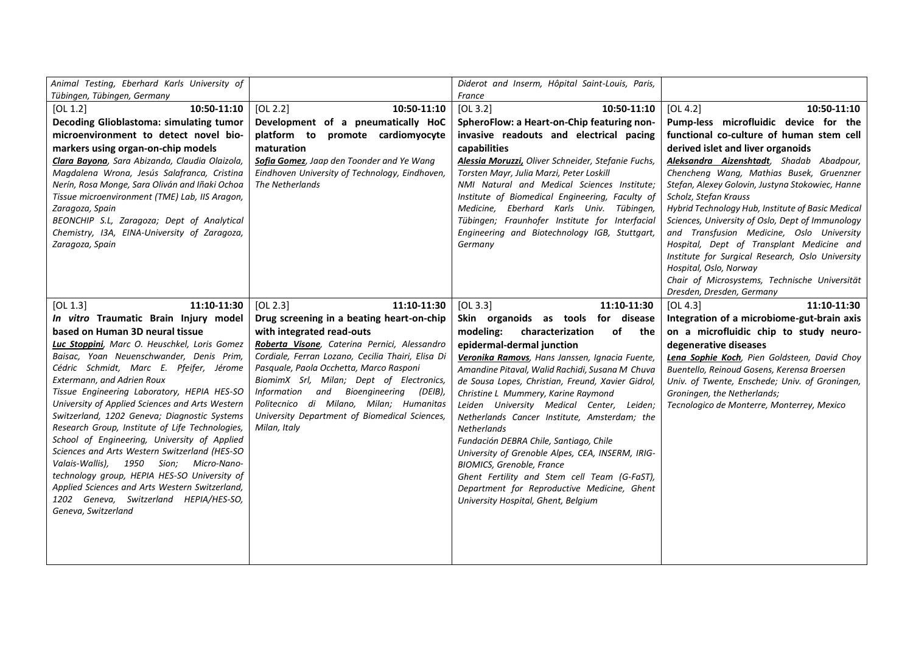| | | | |
|---|---|---|---|
| *Animal Testing, Eberhard Karls University of Tübingen, Tübingen, Germany* | | *Diderot and Inserm, Hôpital Saint-Louis, Paris, France* | |
| [OL 1.2] **10:50-11:10**<br>**Decoding Glioblastoma: simulating tumor microenvironment to detect novel bio-markers using organ-on-chip models**<br>***Clara Bayona***, *Sara Abizanda, Claudia Olaizola, Magdalena Wrona, Jesús Salafranca, Cristina Nerín, Rosa Monge, Sara Oliván and Iñaki Ochoa*<br>*Tissue microenvironment (TME) Lab, IIS Aragon, Zaragoza, Spain*<br>*BEONCHIP S.L, Zaragoza; Dept of Analytical Chemistry, I3A, EINA-University of Zaragoza, Zaragoza, Spain* | [OL 2.2] **10:50-11:10**<br>**Development of a pneumatically HoC platform to promote cardiomyocyte maturation**<br>***Sofia Gomez***, *Jaap den Toonder and Ye Wang*<br>*Eindhoven University of Technology, Eindhoven, The Netherlands* | [OL 3.2] **10:50-11:10**<br>**SpheroFlow: a Heart-on-Chip featuring non-invasive readouts and electrical pacing capabilities**<br>***Alessia Moruzzi,*** *Oliver Schneider, Stefanie Fuchs, Torsten Mayr, Julia Marzi, Peter Loskill*<br>*NMI Natural and Medical Sciences Institute; Institute of Biomedical Engineering, Faculty of Medicine, Eberhard Karls Univ. Tübingen, Tübingen; Fraunhofer Institute for Interfacial Engineering and Biotechnology IGB, Stuttgart, Germany* | [OL 4.2] **10:50-11:10**<br>**Pump-less microfluidic device for the functional co-culture of human stem cell derived islet and liver organoids**<br>***Aleksandra Aizenshtadt***, *Shadab Abadpour, Chencheng Wang, Mathias Busek, Gruenzner Stefan, Alexey Golovin, Justyna Stokowiec, Hanne Scholz, Stefan Krauss*<br>*Hybrid Technology Hub, Institute of Basic Medical Sciences, University of Oslo, Dept of Immunology and Transfusion Medicine, Oslo University Hospital, Dept of Transplant Medicine and Institute for Surgical Research, Oslo University Hospital, Oslo, Norway*<br>*Chair of Microsystems, Technische Universität Dresden, Dresden, Germany* |
| [OL 1.3] **11:10-11:30**<br>***In vitro*** **Traumatic Brain Injury model based on Human 3D neural tissue**<br>***Luc Stoppini***, *Marc O. Heuschkel, Loris Gomez Baisac, Yoan Neuenschwander, Denis Prim, Cédric Schmidt, Marc E. Pfeifer, Jérome Extermann, and Adrien Roux*<br>*Tissue Engineering Laboratory, HEPIA HES-SO University of Applied Sciences and Arts Western Switzerland, 1202 Geneva; Diagnostic Systems Research Group, Institute of Life Technologies, School of Engineering, University of Applied Sciences and Arts Western Switzerland (HES-SO Valais-Wallis), 1950 Sion; Micro-Nano-technology group, HEPIA HES-SO University of Applied Sciences and Arts Western Switzerland, 1202 Geneva, Switzerland HEPIA/HES-SO, Geneva, Switzerland* | [OL 2.3] **11:10-11:30**<br>**Drug screening in a beating heart-on-chip with integrated read-outs**<br>***Roberta Visone***, *Caterina Pernici, Alessandro Cordiale, Ferran Lozano, Cecilia Thairi, Elisa Di Pasquale, Paola Occhetta, Marco Rasponi*<br>*BiomimX Srl, Milan; Dept of Electronics, Information and Bioengineering (DEIB), Politecnico di Milano, Milan; Humanitas University Department of Biomedical Sciences, Milan, Italy* | [OL 3.3] **11:10-11:30**<br>**Skin organoids as tools for disease modeling: characterization of the epidermal-dermal junction**<br>***Veronika Ramovs***, *Hans Janssen, Ignacia Fuente, Amandine Pitaval, Walid Rachidi, Susana M Chuva de Sousa Lopes, Christian, Freund, Xavier Gidrol, Christine L Mummery, Karine Raymond*<br>*Leiden University Medical Center, Leiden; Netherlands Cancer Institute, Amsterdam; the Netherlands*<br>*Fundación DEBRA Chile, Santiago, Chile*<br>*University of Grenoble Alpes, CEA, INSERM, IRIG-BIOMICS, Grenoble, France*<br>*Ghent Fertility and Stem cell Team (G-FaST), Department for Reproductive Medicine, Ghent University Hospital, Ghent, Belgium* | [OL 4.3] **11:10-11:30**<br>**Integration of a microbiome-gut-brain axis on a microfluidic chip to study neuro-degenerative diseases**<br>***Lena Sophie Koch***, *Pien Goldsteen, David Choy Buentello, Reinoud Gosens, Kerensa Broersen*<br>*Univ. of Twente, Enschede; Univ. of Groningen, Groningen, the Netherlands;*<br>*Tecnologico de Monterre, Monterrey, Mexico* |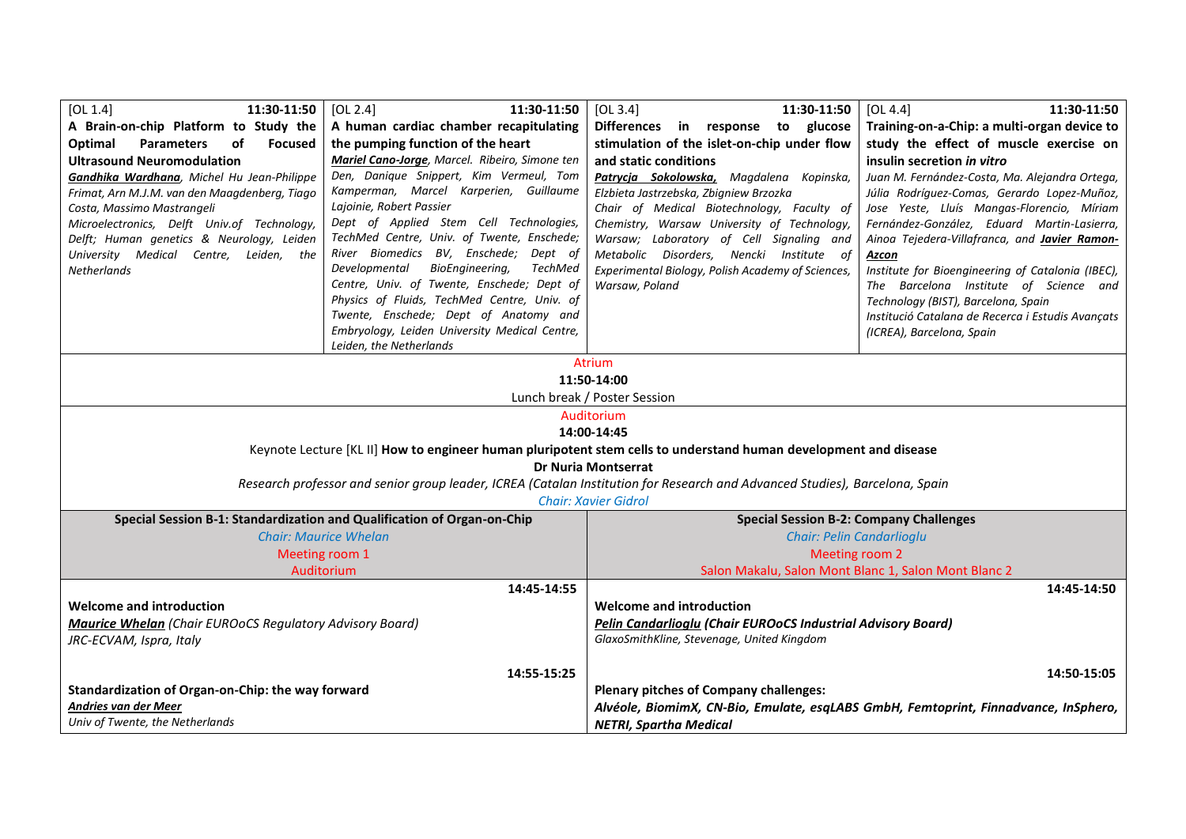| [OL 1.4] 11:30-11:50 | [OL 2.4] 11:30-11:50 | [OL 3.4] 11:30-11:50 | [OL 4.4] 11:30-11:50 |
|---|---|---|---|
| **A Brain-on-chip Platform to Study the Optimal Parameters of Focused Ultrasound Neuromodulation** | **A human cardiac chamber recapitulating the pumping function of the heart** | **Differences in response to glucose stimulation of the islet-on-chip under flow and static conditions** | **Training-on-a-Chip: a multi-organ device to study the effect of muscle exercise on insulin secretion *in vitro*** |
| ***Gandhika Wardhana***, *Michel Hu Jean-Philippe Frimat, Arn M.J.M. van den Maagdenberg, Tiago Costa, Massimo Mastrangeli* | ***Mariel Cano-Jorge***, *Marcel. Ribeiro, Simone ten Den, Danique Snippert, Kim Vermeul, Tom Kamperman, Marcel Karperien, Guillaume Lajoinie, Robert Passier* | ***Patrycja Sokolowska,*** *Magdalena Kopinska, Elzbieta Jastrzebska, Zbigniew Brzozka* | *Juan M. Fernández-Costa, Ma. Alejandra Ortega, Júlia Rodríguez-Comas, Gerardo Lopez-Muñoz, Jose Yeste, Lluís Mangas-Florencio, Míriam Fernández-González, Eduard Martin-Lasierra, Ainoa Tejedera-Villafranca, and* ***Javier Ramon-Azcon*** |
| *Microelectronics, Delft Univ.of Technology, Delft; Human genetics & Neurology, Leiden University Medical Centre, Leiden, the Netherlands* | *Dept of Applied Stem Cell Technologies, TechMed Centre, Univ. of Twente, Enschede; River Biomedics BV, Enschede; Dept of Developmental BioEngineering, TechMed Centre, Univ. of Twente, Enschede; Dept of Physics of Fluids, TechMed Centre, Univ. of Twente, Enschede; Dept of Anatomy and Embryology, Leiden University Medical Centre, Leiden, the Netherlands* | *Chair of Medical Biotechnology, Faculty of Chemistry, Warsaw University of Technology, Warsaw; Laboratory of Cell Signaling and Metabolic Disorders, Nencki Institute of Experimental Biology, Polish Academy of Sciences, Warsaw, Poland* | *Institute for Bioengineering of Catalonia (IBEC), The Barcelona Institute of Science and Technology (BIST), Barcelona, Spain* *Institució Catalana de Recerca i Estudis Avançats (ICREA), Barcelona, Spain* |

Atrium

**11:50-14:00**

Lunch break / Poster Session

Auditorium

**14:00-14:45**

Keynote Lecture [KL II] **How to engineer human pluripotent stem cells to understand human development and disease**

**Dr Nuria Montserrat**

*Research professor and senior group leader, ICREA (Catalan Institution for Research and Advanced Studies), Barcelona, Spain*

*Chair: Xavier Gidrol*

| Special Session B-1: Standardization and Qualification of Organ-on-Chip | Special Session B-2: Company Challenges |
|---|---|
| *Chair: Maurice Whelan* | *Chair: Pelin Candarlioglu* |
| Meeting room 1 | Meeting room 2 |
| Auditorium | Salon Makalu, Salon Mont Blanc 1, Salon Mont Blanc 2 |
| **14:45-14:55** | **14:45-14:50** |
| **Welcome and introduction** | **Welcome and introduction** |
| ***Maurice Whelan*** *(Chair EUROoCS Regulatory Advisory Board)* | ***Pelin Candarlioglu (Chair EUROoCS Industrial Advisory Board)*** |
| *JRC-ECVAM, Ispra, Italy* | *GlaxoSmithKline, Stevenage, United Kingdom* |
| **14:55-15:25** | **14:50-15:05** |
| **Standardization of Organ-on-Chip: the way forward** | **Plenary pitches of Company challenges:** |
| ***Andries van der Meer*** | ***Alvéole, BiomimX, CN-Bio, Emulate, esqLABS GmbH, Femtoprint, Finnadvance, InSphero, NETRI, Spartha Medical*** |
| *Univ of Twente, the Netherlands* | |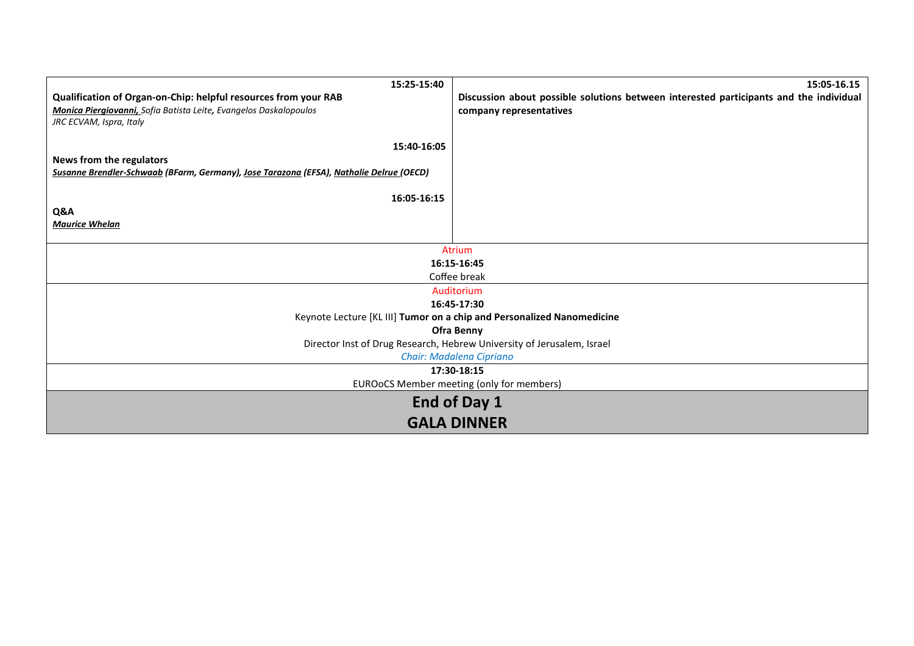| 15:25-15:40 | 15:05-16.15 |
| --- | --- |
| **Qualification of Organ-on-Chip: helpful resources from your RAB**<br>***Monica Piergiovanni,*** *Sofia Batista Leite, Evangelos Daskalopoulos*<br>*JRC ECVAM, Ispra, Italy*<br><br>**15:40-16:05**<br>**News from the regulators**<br>***Susanne Brendler-Schwaab (BFarm, Germany), Jose Tarazona (EFSA), Nathalie Delrue (OECD)***<br><br>**16:05-16:15**<br>**Q&A**<br>***Maurice Whelan*** | **Discussion about possible solutions between interested participants and the individual company representatives** |

Atrium

**16:15-16:45**

Coffee break

Auditorium

**16:45-17:30**

Keynote Lecture [KL III] **Tumor on a chip and Personalized Nanomedicine**

**Ofra Benny**

Director Inst of Drug Research, Hebrew University of Jerusalem, Israel

*Chair: Madalena Cipriano*

**17:30-18:15**

EUROoCS Member meeting (only for members)

## End of Day 1

## GALA DINNER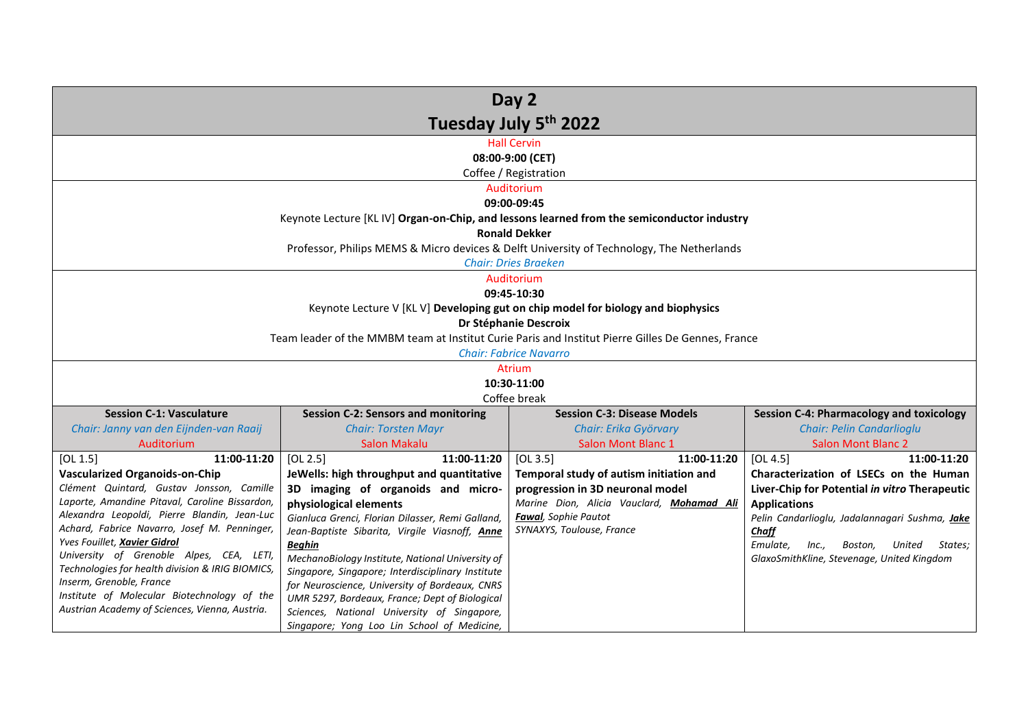# Day 2

## Tuesday July 5th 2022

Hall Cervin
**08:00-9:00 (CET)**
Coffee / Registration

Auditorium
**09:00-09:45**
Keynote Lecture [KL IV] **Organ-on-Chip, and lessons learned from the semiconductor industry**
**Ronald Dekker**
Professor, Philips MEMS & Micro devices & Delft University of Technology, The Netherlands
*Chair: Dries Braeken*

Auditorium
**09:45-10:30**
Keynote Lecture V [KL V] **Developing gut on chip model for biology and biophysics**
**Dr Stéphanie Descroix**
Team leader of the MMBM team at Institut Curie Paris and Institut Pierre Gilles De Gennes, France
*Chair: Fabrice Navarro*

Atrium
**10:30-11:00**
Coffee break

| **Session C-1: Vasculature**<br>*Chair: Janny van den Eijnden-van Raaij*<br>Auditorium | **Session C-2: Sensors and monitoring**<br>*Chair: Torsten Mayr*<br>Salon Makalu | **Session C-3: Disease Models**<br>*Chair: Erika Györvary*<br>Salon Mont Blanc 1 | **Session C-4: Pharmacology and toxicology**<br>*Chair: Pelin Candarlioglu*<br>Salon Mont Blanc 2 |
|---|---|---|---|
| [OL 1.5] **11:00-11:20**<br>**Vascularized Organoids-on-Chip**<br>*Clément Quintard, Gustav Jonsson, Camille Laporte, Amandine Pitaval, Caroline Bissardon, Alexandra Leopoldi, Pierre Blandin, Jean-Luc Achard, Fabrice Navarro, Josef M. Penninger, Yves Fouillet, **Xavier Gidrol***<br>*University of Grenoble Alpes, CEA, LETI, Technologies for health division & IRIG BIOMICS, Inserm, Grenoble, France*<br>*Institute of Molecular Biotechnology of the Austrian Academy of Sciences, Vienna, Austria.* | [OL 2.5] **11:00-11:20**<br>**JeWells: high throughput and quantitative 3D imaging of organoids and micro-physiological elements**<br>*Gianluca Grenci, Florian Dilasser, Remi Galland, Jean-Baptiste Sibarita, Virgile Viasnoff, **Anne Beghin***<br>*MechanoBiology Institute, National University of Singapore, Singapore; Interdisciplinary Institute for Neuroscience, University of Bordeaux, CNRS UMR 5297, Bordeaux, France; Dept of Biological Sciences, National University of Singapore, Singapore; Yong Loo Lin School of Medicine,* | [OL 3.5] **11:00-11:20**<br>**Temporal study of autism initiation and progression in 3D neuronal model**<br>*Marine Dion, Alicia Vauclard, **Mohamad Ali Fawal**, Sophie Pautot*<br>*SYNAXYS, Toulouse, France* | [OL 4.5] **11:00-11:20**<br>**Characterization of LSECs on the Human Liver-Chip for Potential *in vitro* Therapeutic Applications**<br>*Pelin Candarlioglu, Jadalannagari Sushma, **Jake Chaff***<br>*Emulate, Inc., Boston, United States; GlaxoSmithKline, Stevenage, United Kingdom* |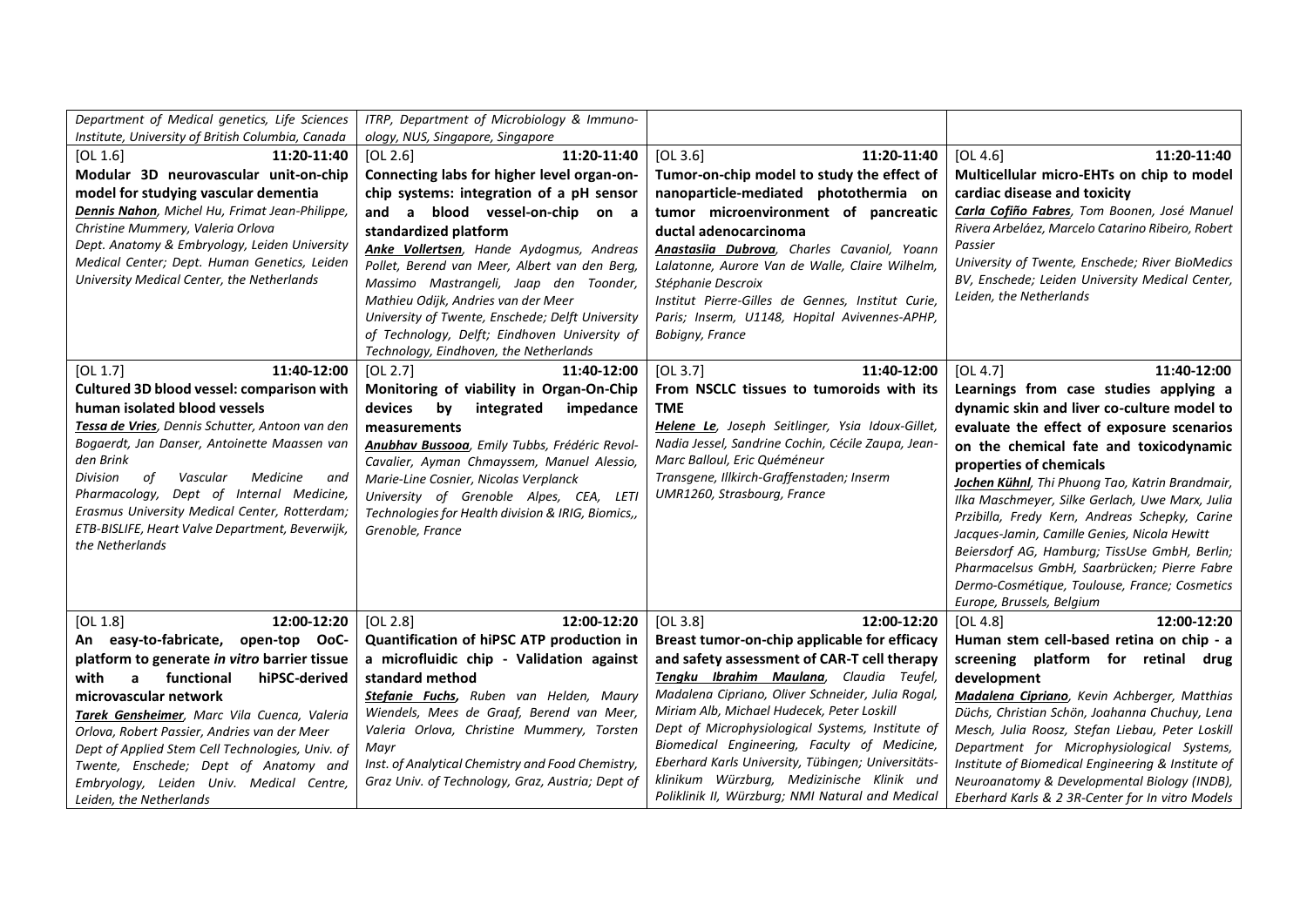| | | | |
|---|---|---|---|
| *Department of Medical genetics, Life Sciences Institute, University of British Columbia, Canada* | *ITRP, Department of Microbiology & Immunology, NUS, Singapore, Singapore* | | |
| [OL 1.6] 11:20-11:40<br>**Modular 3D neurovascular unit-on-chip model for studying vascular dementia**<br>***Dennis Nahon***, *Michel Hu, Frimat Jean-Philippe, Christine Mummery, Valeria Orlova*<br>*Dept. Anatomy & Embryology, Leiden University Medical Center; Dept. Human Genetics, Leiden University Medical Center, the Netherlands* | [OL 2.6] 11:20-11:40<br>**Connecting labs for higher level organ-on-chip systems: integration of a pH sensor and a blood vessel-on-chip on a standardized platform**<br>***Anke Vollertsen***, *Hande Aydogmus, Andreas Pollet, Berend van Meer, Albert van den Berg, Massimo Mastrangeli, Jaap den Toonder, Mathieu Odijk, Andries van der Meer*<br>*University of Twente, Enschede; Delft University of Technology, Delft; Eindhoven University of Technology, Eindhoven, the Netherlands* | [OL 3.6] 11:20-11:40<br>**Tumor-on-chip model to study the effect of nanoparticle-mediated photothermia on tumor microenvironment of pancreatic ductal adenocarcinoma**<br>***Anastasiia Dubrova***, *Charles Cavaniol, Yoann Lalatonne, Aurore Van de Walle, Claire Wilhelm, Stéphanie Descroix*<br>*Institut Pierre-Gilles de Gennes, Institut Curie, Paris; Inserm, U1148, Hopital Avivennes-APHP, Bobigny, France* | [OL 4.6] 11:20-11:40<br>**Multicellular micro-EHTs on chip to model cardiac disease and toxicity**<br>***Carla Cofiño Fabres***, *Tom Boonen, José Manuel Rivera Arbeláez, Marcelo Catarino Ribeiro, Robert Passier*<br>*University of Twente, Enschede; River BioMedics BV, Enschede; Leiden University Medical Center, Leiden, the Netherlands* |
| [OL 1.7] 11:40-12:00<br>**Cultured 3D blood vessel: comparison with human isolated blood vessels**<br>***Tessa de Vries***, *Dennis Schutter, Antoon van den Bogaerdt, Jan Danser, Antoinette Maassen van den Brink*<br>*Division of Vascular Medicine and Pharmacology, Dept of Internal Medicine, Erasmus University Medical Center, Rotterdam; ETB-BISLIFE, Heart Valve Department, Beverwijk, the Netherlands* | [OL 2.7] 11:40-12:00<br>**Monitoring of viability in Organ-On-Chip devices by integrated impedance measurements**<br>***Anubhav Bussooa***, *Emily Tubbs, Frédéric Revol-Cavalier, Ayman Chmayssem, Manuel Alessio, Marie-Line Cosnier, Nicolas Verplanck*<br>*University of Grenoble Alpes, CEA, LETI Technologies for Health division & IRIG, Biomics,, Grenoble, France* | [OL 3.7] 11:40-12:00<br>**From NSCLC tissues to tumoroids with its TME**<br>***Helene Le***, *Joseph Seitlinger, Ysia Idoux-Gillet, Nadia Jessel, Sandrine Cochin, Cécile Zaupa, Jean-Marc Balloul, Eric Quéméneur*<br>*Transgene, Illkirch-Graffenstaden; Inserm UMR1260, Strasbourg, France* | [OL 4.7] 11:40-12:00<br>**Learnings from case studies applying a dynamic skin and liver co-culture model to evaluate the effect of exposure scenarios on the chemical fate and toxicodynamic properties of chemicals**<br>***Jochen Kühnl***, *Thi Phuong Tao, Katrin Brandmair, Ilka Maschmeyer, Silke Gerlach, Uwe Marx, Julia Przibilla, Fredy Kern, Andreas Schepky, Carine Jacques-Jamin, Camille Genies, Nicola Hewitt*<br>*Beiersdorf AG, Hamburg; TissUse GmbH, Berlin; Pharmacelsus GmbH, Saarbrücken; Pierre Fabre Dermo-Cosmétique, Toulouse, France; Cosmetics Europe, Brussels, Belgium* |
| [OL 1.8] 12:00-12:20<br>**An easy-to-fabricate, open-top OoC-platform to generate *in vitro* barrier tissue with a functional hiPSC-derived microvascular network**<br>***Tarek Gensheimer***, *Marc Vila Cuenca, Valeria Orlova, Robert Passier, Andries van der Meer*<br>*Dept of Applied Stem Cell Technologies, Univ. of Twente, Enschede; Dept of Anatomy and Embryology, Leiden Univ. Medical Centre, Leiden, the Netherlands* | [OL 2.8] 12:00-12:20<br>**Quantification of hiPSC ATP production in a microfluidic chip - Validation against standard method**<br>***Stefanie Fuchs***, *Ruben van Helden, Maury Wiendels, Mees de Graaf, Berend van Meer, Valeria Orlova, Christine Mummery, Torsten Mayr*<br>*Inst. of Analytical Chemistry and Food Chemistry, Graz Univ. of Technology, Graz, Austria; Dept of* | [OL 3.8] 12:00-12:20<br>**Breast tumor-on-chip applicable for efficacy and safety assessment of CAR-T cell therapy**<br>***Tengku Ibrahim Maulana***, *Claudia Teufel, Madalena Cipriano, Oliver Schneider, Julia Rogal, Miriam Alb, Michael Hudecek, Peter Loskill*<br>*Dept of Microphysiological Systems, Institute of Biomedical Engineering, Faculty of Medicine, Eberhard Karls University, Tübingen; Universitätsklinikum Würzburg, Medizinische Klinik und Poliklinik II, Würzburg; NMI Natural and Medical* | [OL 4.8] 12:00-12:20<br>**Human stem cell-based retina on chip - a screening platform for retinal drug development**<br>***Madalena Cipriano***, *Kevin Achberger, Matthias Düchs, Christian Schön, Joahanna Chuchuy, Lena Mesch, Julia Roosz, Stefan Liebau, Peter Loskill*<br>*Department for Microphysiological Systems, Institute of Biomedical Engineering & Institute of Neuroanatomy & Developmental Biology (INDB), Eberhard Karls & 2 3R-Center for In vitro Models* |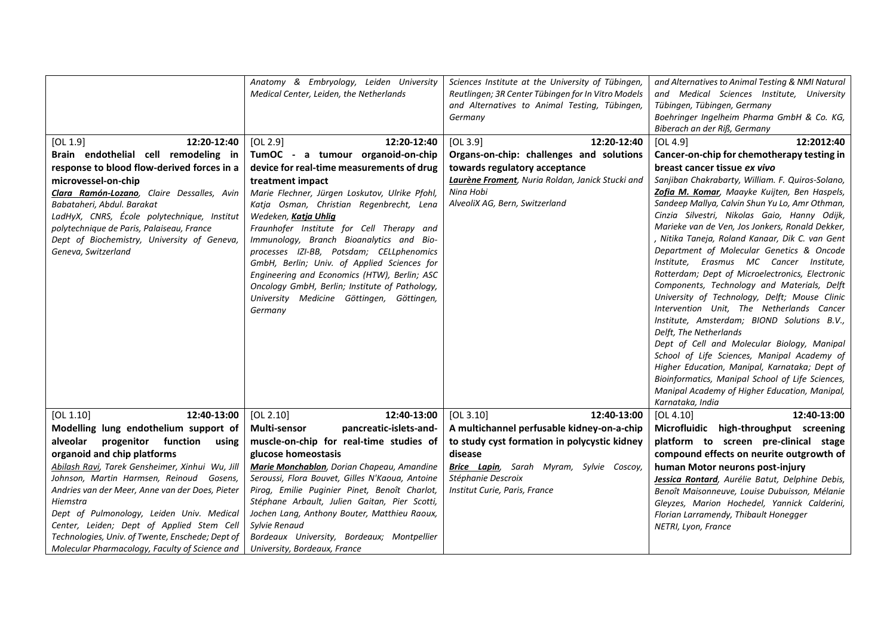| | | | |
|---|---|---|---|
| | *Anatomy & Embryology, Leiden University Medical Center, Leiden, the Netherlands* | *Sciences Institute at the University of Tübingen, Reutlingen; 3R Center Tübingen for In Vitro Models and Alternatives to Animal Testing, Tübingen, Germany* | *and Alternatives to Animal Testing & NMI Natural and Medical Sciences Institute, University Tübingen, Tübingen, Germany<br>Boehringer Ingelheim Pharma GmbH & Co. KG, Biberach an der Riß, Germany* |
| [OL 1.9] 12:20-12:40<br>**Brain endothelial cell remodeling in response to blood flow-derived forces in a microvessel-on-chip**<br>***Clara Ramón-Lozano****, Claire Dessalles, Avin Babataheri, Abdul. Barakat*<br>*LadHyX, CNRS, École polytechnique, Institut polytechnique de Paris, Palaiseau, France*<br>*Dept of Biochemistry, University of Geneva, Geneva, Switzerland* | [OL 2.9] 12:20-12:40<br>**TumOC - a tumour organoid-on-chip device for real-time measurements of drug treatment impact**<br>*Marie Flechner, Jürgen Loskutov, Ulrike Pfohl, Katja Osman, Christian Regenbrecht, Lena Wedeken,* ***Katja Uhlig***<br>*Fraunhofer Institute for Cell Therapy and Immunology, Branch Bioanalytics and Bio-processes IZI-BB, Potsdam; CELLphenomics GmbH, Berlin; Univ. of Applied Sciences for Engineering and Economics (HTW), Berlin; ASC Oncology GmbH, Berlin; Institute of Pathology, University Medicine Göttingen, Göttingen, Germany* | [OL 3.9] 12:20-12:40<br>**Organs-on-chip: challenges and solutions towards regulatory acceptance**<br>***Laurène Froment****, Nuria Roldan, Janick Stucki and Nina Hobi*<br>*AlveoliX AG, Bern, Switzerland* | [OL 4.9] 12:2012:40<br>**Cancer-on-chip for chemotherapy testing in breast cancer tissue *ex vivo***<br>*Sanjiban Chakrabarty, William. F. Quiros-Solano,* ***Zofia M. Komar****, Maayke Kuijten, Ben Haspels, Sandeep Mallya, Calvin Shun Yu Lo, Amr Othman, Cinzia Silvestri, Nikolas Gaio, Hanny Odijk, Marieke van de Ven, Jos Jonkers, Ronald Dekker, , Nitika Taneja, Roland Kanaar, Dik C. van Gent*<br>*Department of Molecular Genetics & Oncode Institute, Erasmus MC Cancer Institute, Rotterdam; Dept of Microelectronics, Electronic Components, Technology and Materials, Delft University of Technology, Delft; Mouse Clinic Intervention Unit, The Netherlands Cancer Institute, Amsterdam; BIOND Solutions B.V., Delft, The Netherlands*<br>*Dept of Cell and Molecular Biology, Manipal School of Life Sciences, Manipal Academy of Higher Education, Manipal, Karnataka; Dept of Bioinformatics, Manipal School of Life Sciences, Manipal Academy of Higher Education, Manipal, Karnataka, India* |
| [OL 1.10] 12:40-13:00<br>**Modelling lung endothelium support of alveolar progenitor function using organoid and chip platforms**<br>*Abilash Ravi, Tarek Gensheimer, Xinhui Wu, Jill Johnson, Martin Harmsen, Reinoud Gosens, Andries van der Meer, Anne van der Does, Pieter Hiemstra*<br>*Dept of Pulmonology, Leiden Univ. Medical Center, Leiden; Dept of Applied Stem Cell Technologies, Univ. of Twente, Enschede; Dept of Molecular Pharmacology, Faculty of Science and* | [OL 2.10] 12:40-13:00<br>**Multi-sensor pancreatic-islets-and-muscle-on-chip for real-time studies of glucose homeostasis**<br>***Marie Monchablon****, Dorian Chapeau, Amandine Seroussi, Flora Bouvet, Gilles N'Kaoua, Antoine Pirog, Emilie Puginier Pinet, Benoît Charlot, Stéphane Arbault, Julien Gaitan, Pier Scotti, Jochen Lang, Anthony Bouter, Matthieu Raoux, Sylvie Renaud*<br>*Bordeaux University, Bordeaux; Montpellier University, Bordeaux, France* | [OL 3.10] 12:40-13:00<br>**A multichannel perfusable kidney-on-a-chip to study cyst formation in polycystic kidney disease**<br>***Brice Lapin****, Sarah Myram, Sylvie Coscoy, Stéphanie Descroix*<br>*Institut Curie, Paris, France* | [OL 4.10] 12:40-13:00<br>**Microfluidic high-throughput screening platform to screen pre-clinical stage compound effects on neurite outgrowth of human Motor neurons post-injury**<br>***Jessica Rontard****, Aurélie Batut, Delphine Debis, Benoît Maisonneuve, Louise Dubuisson, Mélanie Gleyzes, Marion Hochedel, Yannick Calderini, Florian Larramendy, Thibault Honegger*<br>*NETRI, Lyon, France* |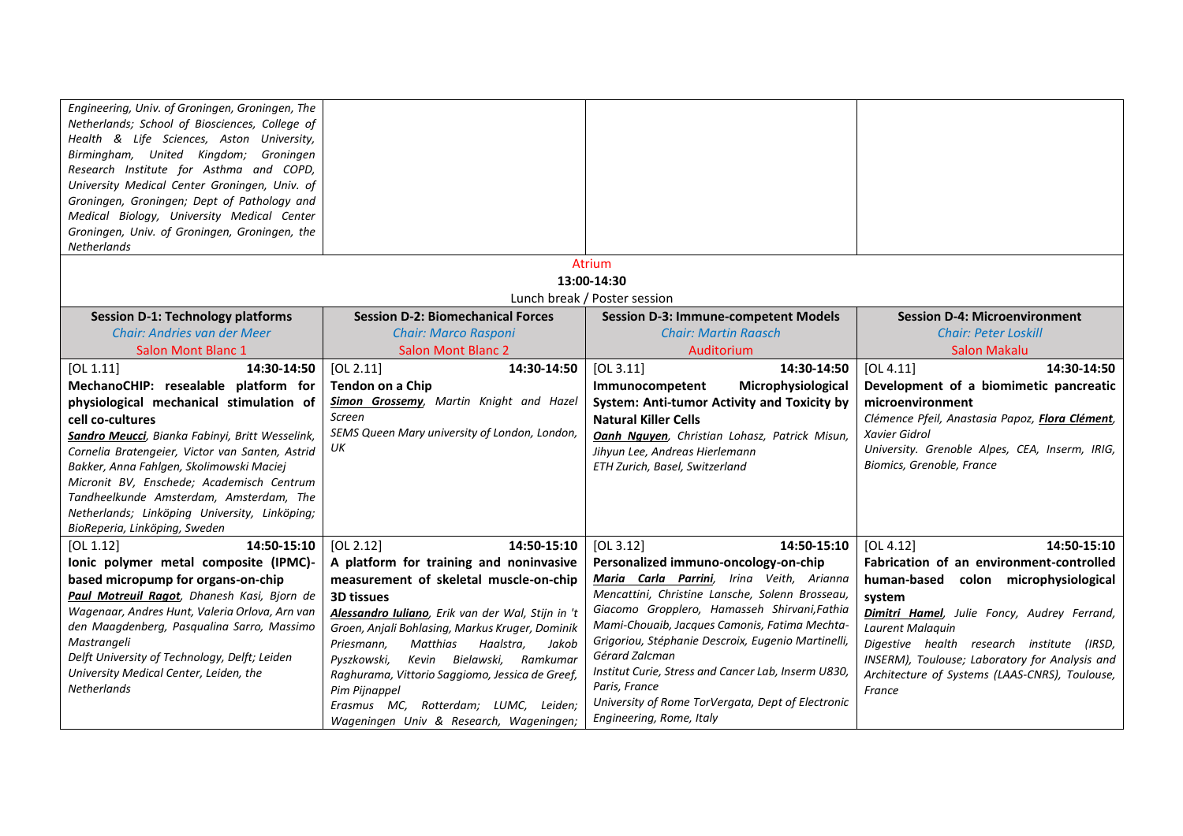| | | | |
|---|---|---|---|
| *Engineering, Univ. of Groningen, Groningen, The Netherlands; School of Biosciences, College of Health & Life Sciences, Aston University, Birmingham, United Kingdom; Groningen Research Institute for Asthma and COPD, University Medical Center Groningen, Univ. of Groningen, Groningen; Dept of Pathology and Medical Biology, University Medical Center Groningen, Univ. of Groningen, Groningen, the Netherlands* | | | |

Atrium
**13:00-14:30**
Lunch break / Poster session

| **Session D-1: Technology platforms**<br>*Chair: Andries van der Meer*<br>Salon Mont Blanc 1 | **Session D-2: Biomechanical Forces**<br>*Chair: Marco Rasponi*<br>Salon Mont Blanc 2 | **Session D-3: Immune-competent Models**<br>*Chair: Martin Raasch*<br>Auditorium | **Session D-4: Microenvironment**<br>*Chair: Peter Loskill*<br>Salon Makalu |
|---|---|---|---|
| [OL 1.11] **14:30-14:50**<br>**MechanoCHIP: resealable platform for physiological mechanical stimulation of cell co-cultures**<br>***Sandro Meucci***, *Bianka Fabinyi, Britt Wesselink, Cornelia Bratengeier, Victor van Santen, Astrid Bakker, Anna Fahlgen, Skolimowski Maciej*<br>*Micronit BV, Enschede; Academisch Centrum Tandheelkunde Amsterdam, Amsterdam, The Netherlands; Linköping University, Linköping; BioReperia, Linköping, Sweden* | [OL 2.11] **14:30-14:50**<br>**Tendon on a Chip**<br>***Simon Grossemy***, *Martin Knight and Hazel Screen*<br>*SEMS Queen Mary university of London, London, UK* | [OL 3.11] **14:30-14:50**<br>**Immunocompetent Microphysiological System: Anti-tumor Activity and Toxicity by Natural Killer Cells**<br>***Oanh Nguyen***, *Christian Lohasz, Patrick Misun, Jihyun Lee, Andreas Hierlemann*<br>*ETH Zurich, Basel, Switzerland* | [OL 4.11] **14:30-14:50**<br>**Development of a biomimetic pancreatic microenvironment**<br>*Clémence Pfeil, Anastasia Papoz,* ***Flora Clément***, *Xavier Gidrol*<br>*University. Grenoble Alpes, CEA, Inserm, IRIG, Biomics, Grenoble, France* |
| [OL 1.12] **14:50-15:10**<br>**Ionic polymer metal composite (IPMC)-based micropump for organs-on-chip**<br>***Paul Motreuil Ragot***, *Dhanesh Kasi, Bjorn de Wagenaar, Andres Hunt, Valeria Orlova, Arn van den Maagdenberg, Pasqualina Sarro, Massimo Mastrangeli*<br>*Delft University of Technology, Delft; Leiden University Medical Center, Leiden, the Netherlands* | [OL 2.12] **14:50-15:10**<br>**A platform for training and noninvasive measurement of skeletal muscle-on-chip 3D tissues**<br>***Alessandro Iuliano***, *Erik van der Wal, Stijn in 't Groen, Anjali Bohlasing, Markus Kruger, Dominik Priesmann, Matthias Haalstra, Jakob Pyszkowski, Kevin Bielawski, Ramkumar Raghurama, Vittorio Saggiomo, Jessica de Greef, Pim Pijnappel*<br>*Erasmus MC, Rotterdam; LUMC, Leiden; Wageningen Univ & Research, Wageningen;* | [OL 3.12] **14:50-15:10**<br>**Personalized immuno-oncology-on-chip**<br>***Maria Carla Parrini***, *Irina Veith, Arianna Mencattini, Christine Lansche, Solenn Brosseau, Giacomo Gropplero, Hamasseh Shirvani,Fathia Mami-Chouaib, Jacques Camonis, Fatima Mechta-Grigoriou, Stéphanie Descroix, Eugenio Martinelli, Gérard Zalcman*<br>*Institut Curie, Stress and Cancer Lab, Inserm U830, Paris, France*<br>*University of Rome TorVergata, Dept of Electronic Engineering, Rome, Italy* | [OL 4.12] **14:50-15:10**<br>**Fabrication of an environment-controlled human-based colon microphysiological system**<br>***Dimitri Hamel***, *Julie Foncy, Audrey Ferrand, Laurent Malaquin*<br>*Digestive health research institute (IRSD, INSERM), Toulouse; Laboratory for Analysis and Architecture of Systems (LAAS-CNRS), Toulouse, France* |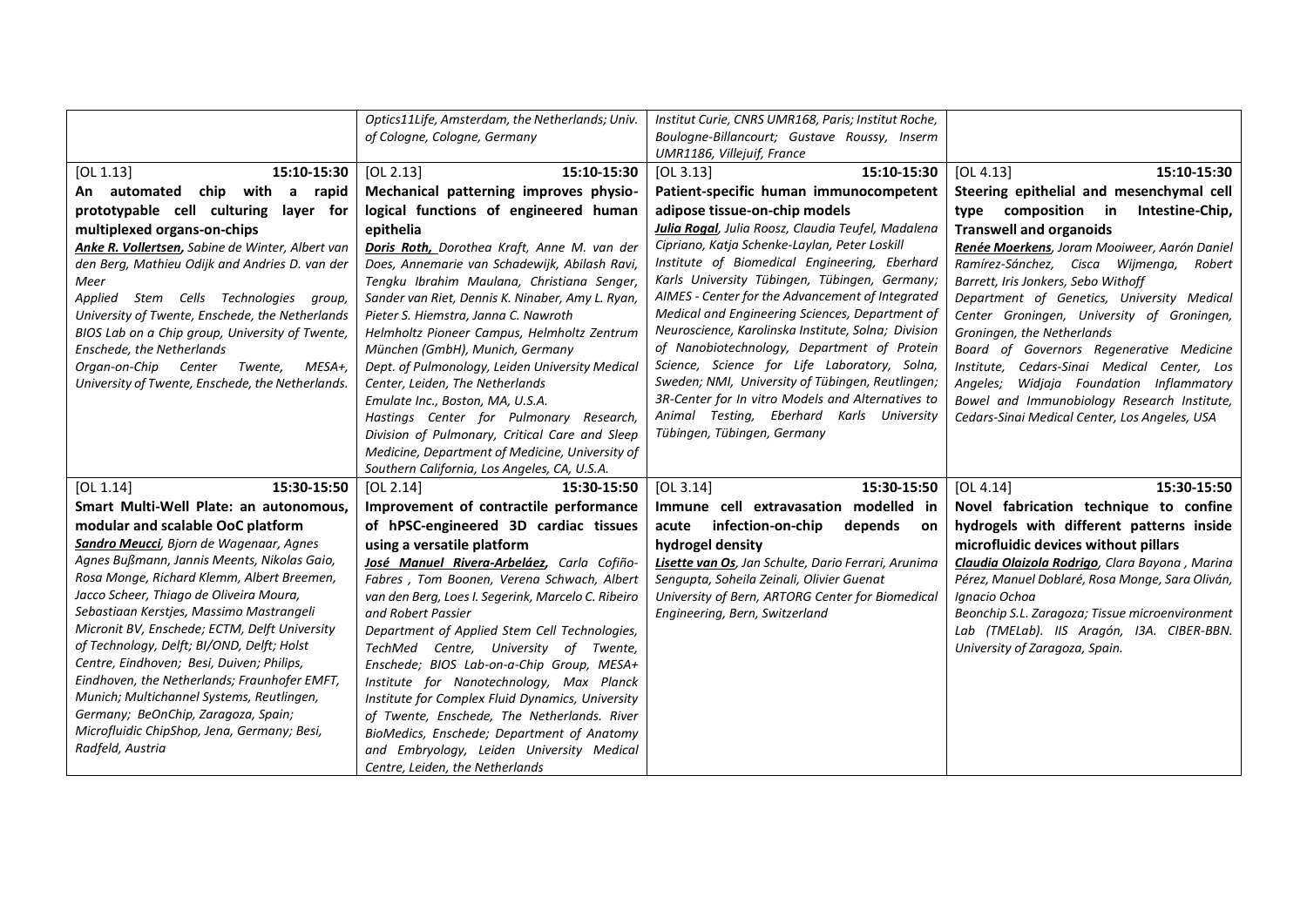| | | | |
|---|---|---|---|
| | *Optics11Life, Amsterdam, the Netherlands; Univ. of Cologne, Cologne, Germany* | *Institut Curie, CNRS UMR168, Paris; Institut Roche, Boulogne-Billancourt; Gustave Roussy, Inserm UMR1186, Villejuif, France* | |
| [OL 1.13] 15:10-15:30<br>**An automated chip with a rapid prototypable cell culturing layer for multiplexed organs-on-chips**<br>***Anke R. Vollertsen***, *Sabine de Winter, Albert van den Berg, Mathieu Odijk and Andries D. van der Meer*<br>*Applied Stem Cells Technologies group, University of Twente, Enschede, the Netherlands BIOS Lab on a Chip group, University of Twente, Enschede, the Netherlands Organ-on-Chip Center Twente, MESA+, University of Twente, Enschede, the Netherlands.* | [OL 2.13] 15:10-15:30<br>**Mechanical patterning improves physiological functions of engineered human epithelia**<br>***Doris Roth,*** *Dorothea Kraft, Anne M. van der Does, Annemarie van Schadewijk, Abilash Ravi, Tengku Ibrahim Maulana, Christiana Senger, Sander van Riet, Dennis K. Ninaber, Amy L. Ryan, Pieter S. Hiemstra, Janna C. Nawroth*<br>*Helmholtz Pioneer Campus, Helmholtz Zentrum München (GmbH), Munich, Germany Dept. of Pulmonology, Leiden University Medical Center, Leiden, The Netherlands Emulate Inc., Boston, MA, U.S.A. Hastings Center for Pulmonary Research, Division of Pulmonary, Critical Care and Sleep Medicine, Department of Medicine, University of Southern California, Los Angeles, CA, U.S.A.* | [OL 3.13] 15:10-15:30<br>**Patient-specific human immunocompetent adipose tissue-on-chip models**<br>***Julia Rogal***, *Julia Roosz, Claudia Teufel, Madalena Cipriano, Katja Schenke-Laylan, Peter Loskill*<br>*Institute of Biomedical Engineering, Eberhard Karls University Tübingen, Tübingen, Germany; AIMES - Center for the Advancement of Integrated Medical and Engineering Sciences, Department of Neuroscience, Karolinska Institute, Solna; Division of Nanobiotechnology, Department of Protein Science, Science for Life Laboratory, Solna, Sweden; NMI, University of Tübingen, Reutlingen; 3R-Center for In vitro Models and Alternatives to Animal Testing, Eberhard Karls University Tübingen, Tübingen, Germany* | [OL 4.13] 15:10-15:30<br>**Steering epithelial and mesenchymal cell type composition in Intestine-Chip, Transwell and organoids**<br>***Renée Moerkens***, *Joram Mooiweer, Aarón Daniel Ramírez-Sánchez, Cisca Wijmenga, Robert Barrett, Iris Jonkers, Sebo Withoff*<br>*Department of Genetics, University Medical Center Groningen, University of Groningen, Groningen, the Netherlands Board of Governors Regenerative Medicine Institute, Cedars-Sinai Medical Center, Los Angeles; Widjaja Foundation Inflammatory Bowel and Immunobiology Research Institute, Cedars-Sinai Medical Center, Los Angeles, USA* |
| [OL 1.14] 15:30-15:50<br>**Smart Multi-Well Plate: an autonomous, modular and scalable OoC platform**<br>***Sandro Meucci***, *Bjorn de Wagenaar, Agnes Agnes Bußmann, Jannis Meents, Nikolas Gaio, Rosa Monge, Richard Klemm, Albert Breemen, Jacco Scheer, Thiago de Oliveira Moura, Sebastiaan Kerstjes, Massimo Mastrangeli*<br>*Micronit BV, Enschede; ECTM, Delft University of Technology, Delft; BI/OND, Delft; Holst Centre, Eindhoven; Besi, Duiven; Philips, Eindhoven, the Netherlands; Fraunhofer EMFT, Munich; Multichannel Systems, Reutlingen, Germany; BeOnChip, Zaragoza, Spain; Microfluidic ChipShop, Jena, Germany; Besi, Radfeld, Austria* | [OL 2.14] 15:30-15:50<br>**Improvement of contractile performance of hPSC-engineered 3D cardiac tissues using a versatile platform**<br>***José Manuel Rivera-Arbeláez,*** *Carla Cofiño-Fabres , Tom Boonen, Verena Schwach, Albert van den Berg, Loes I. Segerink, Marcelo C. Ribeiro and Robert Passier*<br>*Department of Applied Stem Cell Technologies, TechMed Centre, University of Twente, Enschede; BIOS Lab-on-a-Chip Group, MESA+ Institute for Nanotechnology, Max Planck Institute for Complex Fluid Dynamics, University of Twente, Enschede, The Netherlands. River BioMedics, Enschede; Department of Anatomy and Embryology, Leiden University Medical Centre, Leiden, the Netherlands* | [OL 3.14] 15:30-15:50<br>**Immune cell extravasation modelled in acute infection-on-chip depends on hydrogel density**<br>***Lisette van Os***, *Jan Schulte, Dario Ferrari, Arunima Sengupta, Soheila Zeinali, Olivier Guenat*<br>*University of Bern, ARTORG Center for Biomedical Engineering, Bern, Switzerland* | [OL 4.14] 15:30-15:50<br>**Novel fabrication technique to confine hydrogels with different patterns inside microfluidic devices without pillars**<br>***Claudia Olaizola Rodrigo***, *Clara Bayona , Marina Pérez, Manuel Doblaré, Rosa Monge, Sara Oliván, Ignacio Ochoa*<br>*Beonchip S.L. Zaragoza; Tissue microenvironment Lab (TMELab). IIS Aragón, I3A. CIBER-BBN. University of Zaragoza, Spain.* |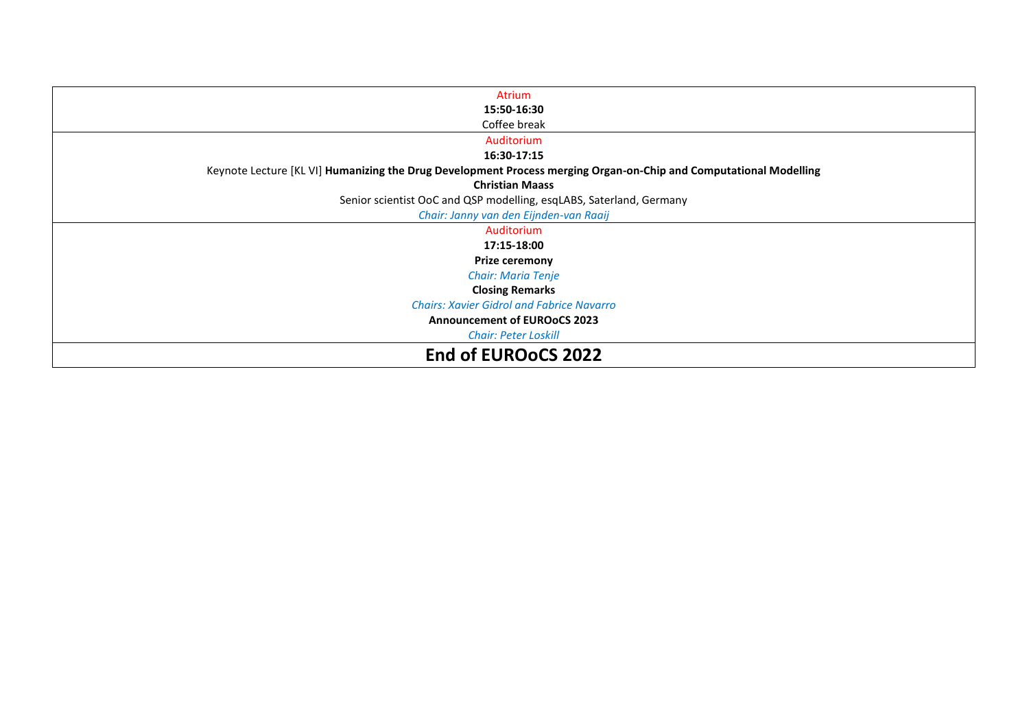Atrium

**15:50-16:30**

Coffee break

Auditorium

**16:30-17:15**

Keynote Lecture [KL VI] **Humanizing the Drug Development Process merging Organ-on-Chip and Computational Modelling**

**Christian Maass**

Senior scientist OoC and QSP modelling, esqLABS, Saterland, Germany

*Chair: Janny van den Eijnden-van Raaij*

Auditorium

**17:15-18:00**

**Prize ceremony**

*Chair: Maria Tenje*

**Closing Remarks**

*Chairs: Xavier Gidrol and Fabrice Navarro*

**Announcement of EUROoCS 2023**

*Chair: Peter Loskill*

## End of EUROoCS 2022